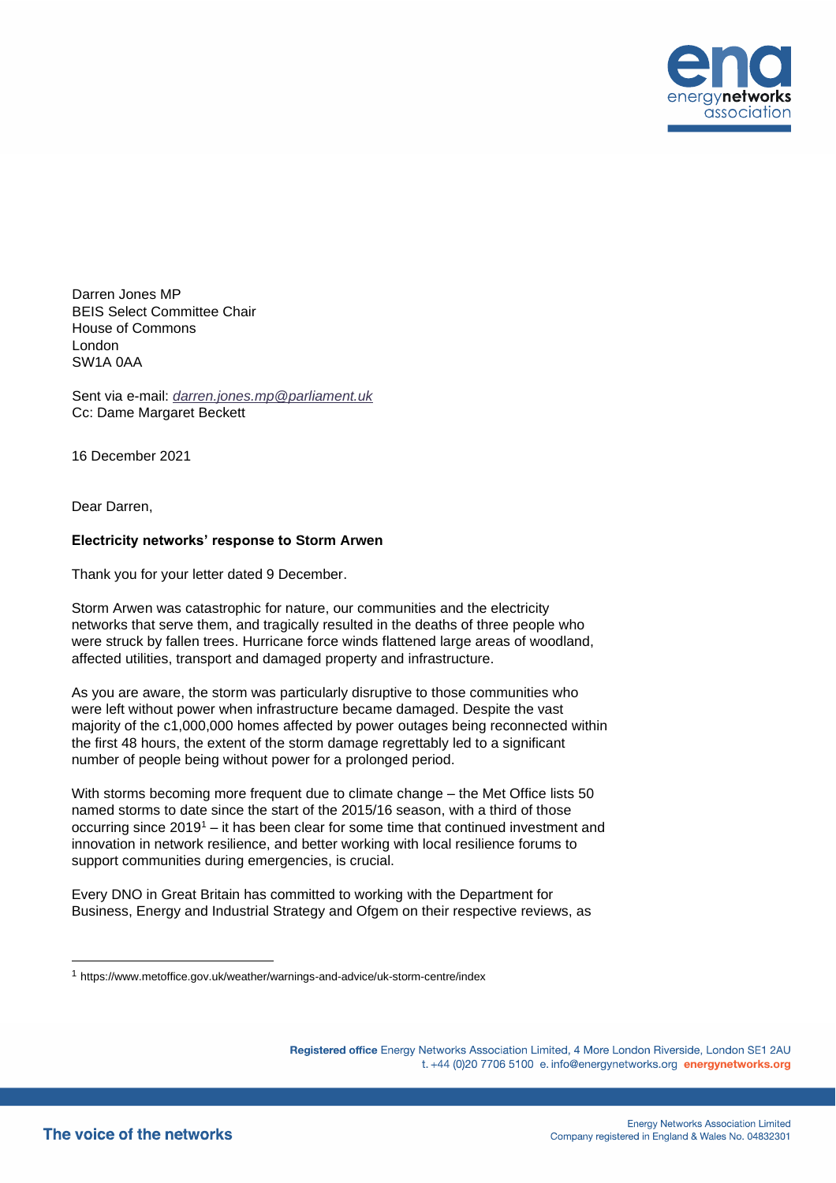Darren Jones MP
BEIS Select Committee Chair
House of Commons
London
SW1A 0AA

Sent via e-mail: *darren.jones.mp@parliament.uk*
Cc: Dame Margaret Beckett

16 December 2021

Dear Darren,

**Electricity networks' response to Storm Arwen**

Thank you for your letter dated 9 December.

Storm Arwen was catastrophic for nature, our communities and the electricity networks that serve them, and tragically resulted in the deaths of three people who were struck by fallen trees. Hurricane force winds flattened large areas of woodland, affected utilities, transport and damaged property and infrastructure.

As you are aware, the storm was particularly disruptive to those communities who were left without power when infrastructure became damaged. Despite the vast majority of the c1,000,000 homes affected by power outages being reconnected within the first 48 hours, the extent of the storm damage regrettably led to a significant number of people being without power for a prolonged period.

With storms becoming more frequent due to climate change – the Met Office lists 50 named storms to date since the start of the 2015/16 season, with a third of those occurring since 2019[1] – it has been clear for some time that continued investment and innovation in network resilience, and better working with local resilience forums to support communities during emergencies, is crucial.

Every DNO in Great Britain has committed to working with the Department for Business, Energy and Industrial Strategy and Ofgem on their respective reviews, as

[1] https://www.metoffice.gov.uk/weather/warnings-and-advice/uk-storm-centre/index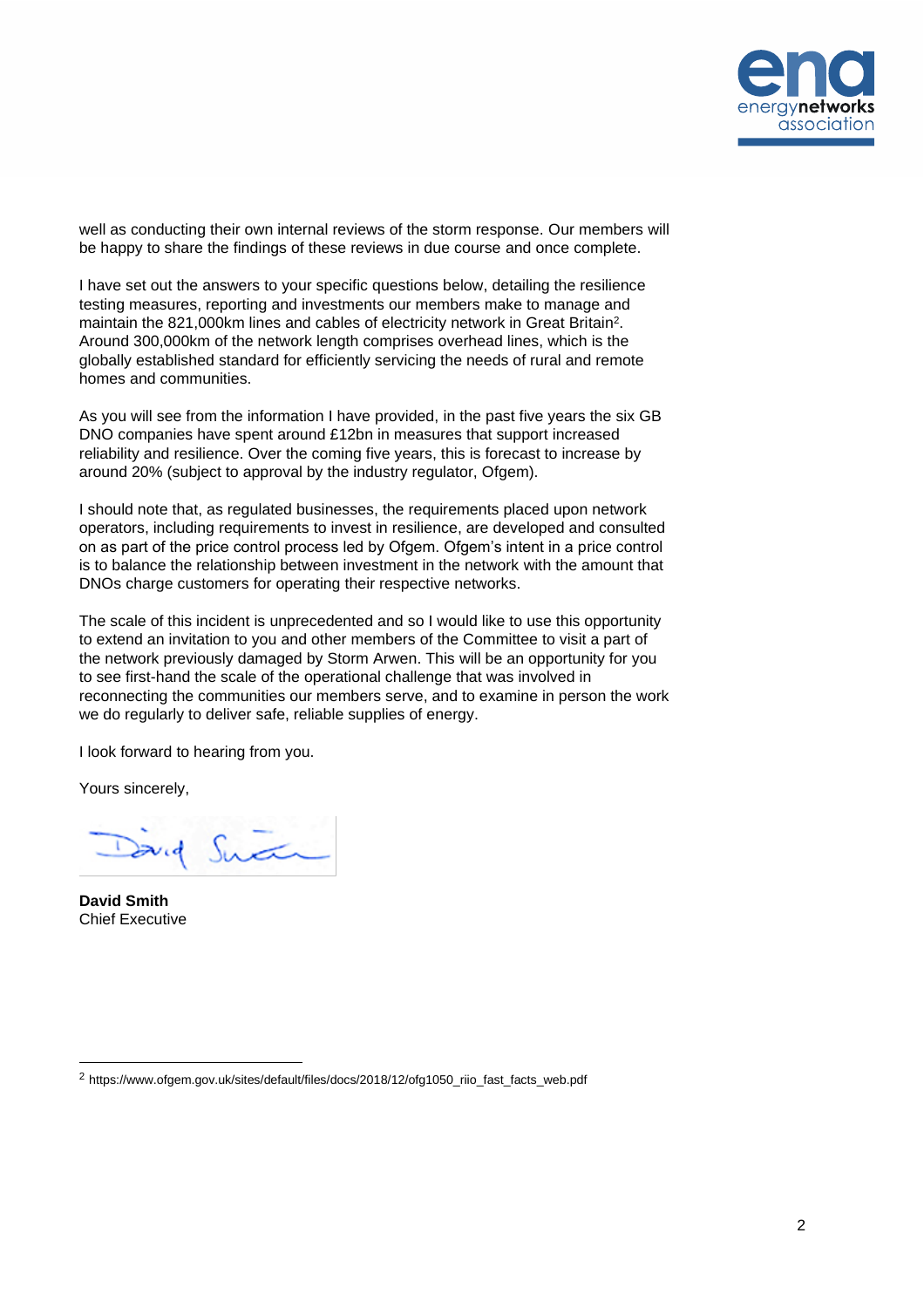well as conducting their own internal reviews of the storm response. Our members will be happy to share the findings of these reviews in due course and once complete.

I have set out the answers to your specific questions below, detailing the resilience testing measures, reporting and investments our members make to manage and maintain the 821,000km lines and cables of electricity network in Great Britain[2]. Around 300,000km of the network length comprises overhead lines, which is the globally established standard for efficiently servicing the needs of rural and remote homes and communities.

As you will see from the information I have provided, in the past five years the six GB DNO companies have spent around £12bn in measures that support increased reliability and resilience. Over the coming five years, this is forecast to increase by around 20% (subject to approval by the industry regulator, Ofgem).

I should note that, as regulated businesses, the requirements placed upon network operators, including requirements to invest in resilience, are developed and consulted on as part of the price control process led by Ofgem. Ofgem's intent in a price control is to balance the relationship between investment in the network with the amount that DNOs charge customers for operating their respective networks.

The scale of this incident is unprecedented and so I would like to use this opportunity to extend an invitation to you and other members of the Committee to visit a part of the network previously damaged by Storm Arwen. This will be an opportunity for you to see first-hand the scale of the operational challenge that was involved in reconnecting the communities our members serve, and to examine in person the work we do regularly to deliver safe, reliable supplies of energy.

I look forward to hearing from you.

Yours sincerely,

**David Smith**
Chief Executive

[2] https://www.ofgem.gov.uk/sites/default/files/docs/2018/12/ofg1050_riio_fast_facts_web.pdf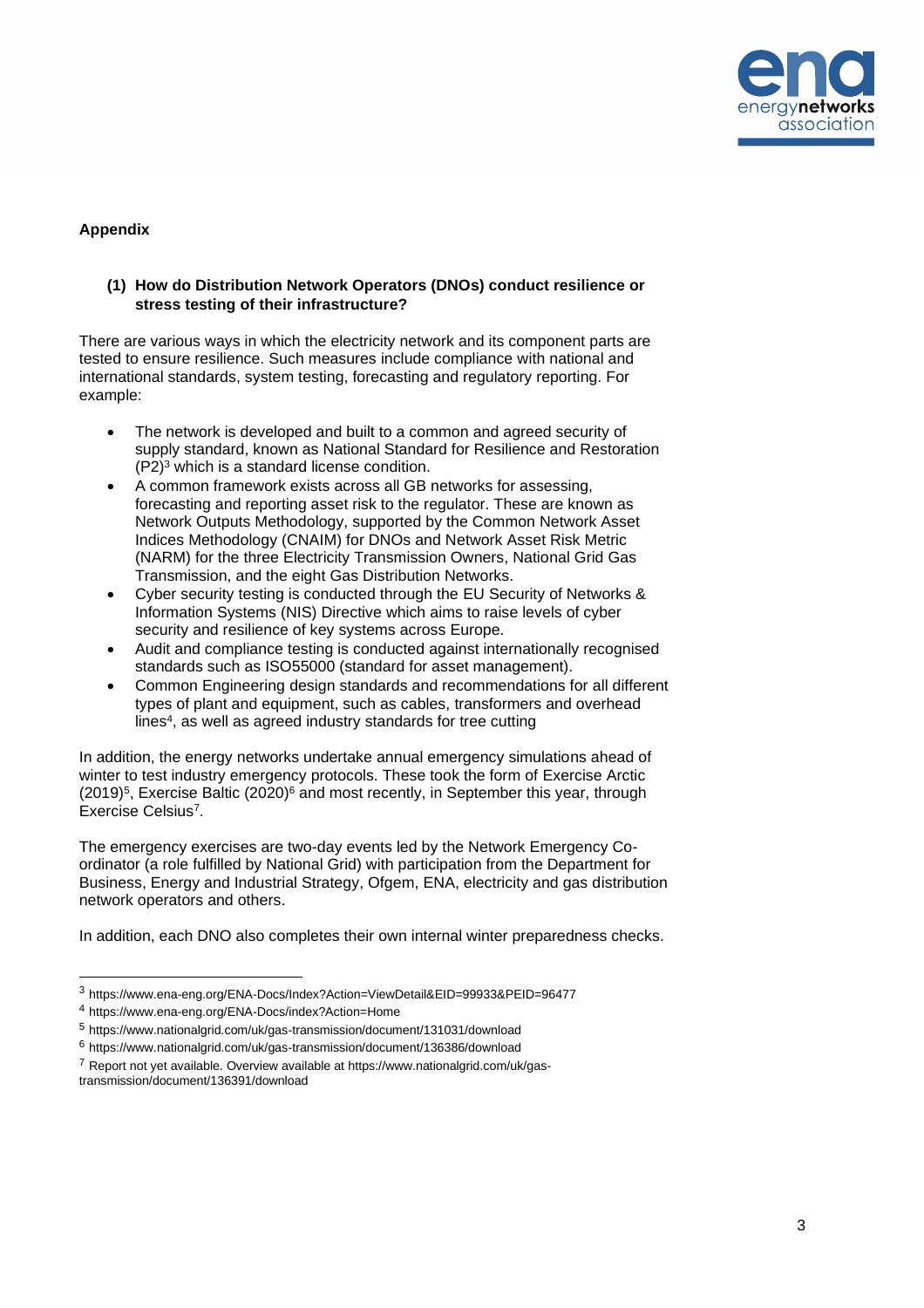**Appendix**

**(1) How do Distribution Network Operators (DNOs) conduct resilience or stress testing of their infrastructure?**

There are various ways in which the electricity network and its component parts are tested to ensure resilience. Such measures include compliance with national and international standards, system testing, forecasting and regulatory reporting. For example:

- The network is developed and built to a common and agreed security of supply standard, known as National Standard for Resilience and Restoration (P2)[3] which is a standard license condition.
- A common framework exists across all GB networks for assessing, forecasting and reporting asset risk to the regulator. These are known as Network Outputs Methodology, supported by the Common Network Asset Indices Methodology (CNAIM) for DNOs and Network Asset Risk Metric (NARM) for the three Electricity Transmission Owners, National Grid Gas Transmission, and the eight Gas Distribution Networks.
- Cyber security testing is conducted through the EU Security of Networks & Information Systems (NIS) Directive which aims to raise levels of cyber security and resilience of key systems across Europe.
- Audit and compliance testing is conducted against internationally recognised standards such as ISO55000 (standard for asset management).
- Common Engineering design standards and recommendations for all different types of plant and equipment, such as cables, transformers and overhead lines[4], as well as agreed industry standards for tree cutting

In addition, the energy networks undertake annual emergency simulations ahead of winter to test industry emergency protocols. These took the form of Exercise Arctic (2019)[5], Exercise Baltic (2020)[6] and most recently, in September this year, through Exercise Celsius[7].

The emergency exercises are two-day events led by the Network Emergency Co-ordinator (a role fulfilled by National Grid) with participation from the Department for Business, Energy and Industrial Strategy, Ofgem, ENA, electricity and gas distribution network operators and others.

In addition, each DNO also completes their own internal winter preparedness checks.

---

[3] https://www.ena-eng.org/ENA-Docs/Index?Action=ViewDetail&EID=99933&PEID=96477

[4] https://www.ena-eng.org/ENA-Docs/index?Action=Home

[5] https://www.nationalgrid.com/uk/gas-transmission/document/131031/download

[6] https://www.nationalgrid.com/uk/gas-transmission/document/136386/download

[7] Report not yet available. Overview available at https://www.nationalgrid.com/uk/gas-transmission/document/136391/download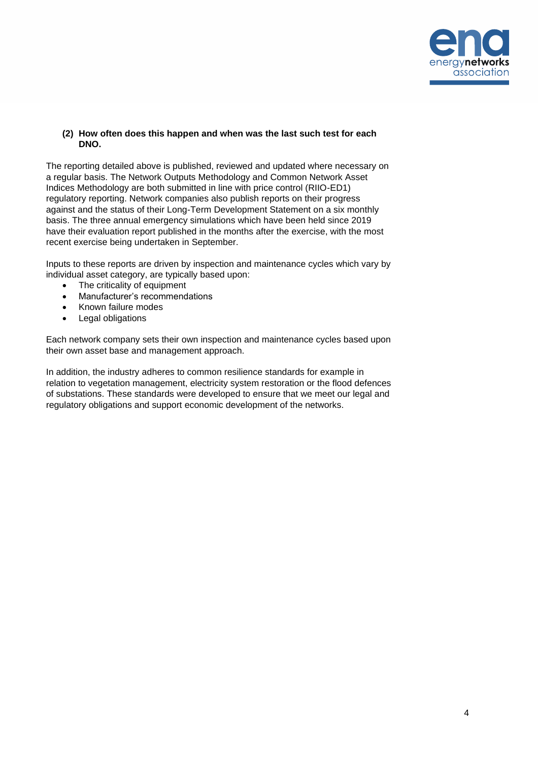**(2) How often does this happen and when was the last such test for each DNO.**

The reporting detailed above is published, reviewed and updated where necessary on a regular basis. The Network Outputs Methodology and Common Network Asset Indices Methodology are both submitted in line with price control (RIIO-ED1) regulatory reporting. Network companies also publish reports on their progress against and the status of their Long-Term Development Statement on a six monthly basis. The three annual emergency simulations which have been held since 2019 have their evaluation report published in the months after the exercise, with the most recent exercise being undertaken in September.

Inputs to these reports are driven by inspection and maintenance cycles which vary by individual asset category, are typically based upon:

- The criticality of equipment
- Manufacturer's recommendations
- Known failure modes
- Legal obligations

Each network company sets their own inspection and maintenance cycles based upon their own asset base and management approach.

In addition, the industry adheres to common resilience standards for example in relation to vegetation management, electricity system restoration or the flood defences of substations. These standards were developed to ensure that we meet our legal and regulatory obligations and support economic development of the networks.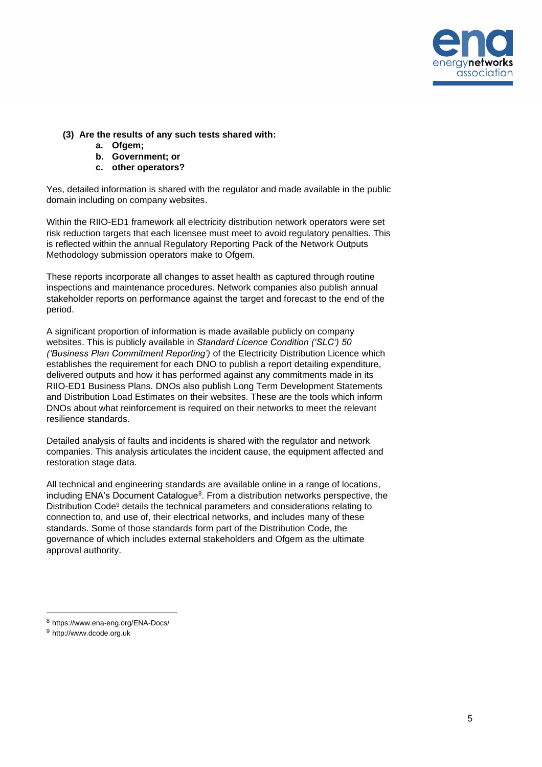**(3) Are the results of any such tests shared with:**

**a. Ofgem;**

**b. Government; or**

**c. other operators?**

Yes, detailed information is shared with the regulator and made available in the public domain including on company websites.

Within the RIIO-ED1 framework all electricity distribution network operators were set risk reduction targets that each licensee must meet to avoid regulatory penalties. This is reflected within the annual Regulatory Reporting Pack of the Network Outputs Methodology submission operators make to Ofgem.

These reports incorporate all changes to asset health as captured through routine inspections and maintenance procedures. Network companies also publish annual stakeholder reports on performance against the target and forecast to the end of the period.

A significant proportion of information is made available publicly on company websites. This is publicly available in *Standard Licence Condition ('SLC') 50 ('Business Plan Commitment Reporting')* of the Electricity Distribution Licence which establishes the requirement for each DNO to publish a report detailing expenditure, delivered outputs and how it has performed against any commitments made in its RIIO-ED1 Business Plans. DNOs also publish Long Term Development Statements and Distribution Load Estimates on their websites. These are the tools which inform DNOs about what reinforcement is required on their networks to meet the relevant resilience standards.

Detailed analysis of faults and incidents is shared with the regulator and network companies. This analysis articulates the incident cause, the equipment affected and restoration stage data.

All technical and engineering standards are available online in a range of locations, including ENA's Document Catalogue[8]. From a distribution networks perspective, the Distribution Code[9] details the technical parameters and considerations relating to connection to, and use of, their electrical networks, and includes many of these standards. Some of those standards form part of the Distribution Code, the governance of which includes external stakeholders and Ofgem as the ultimate approval authority.

---

[8] https://www.ena-eng.org/ENA-Docs/

[9] http://www.dcode.org.uk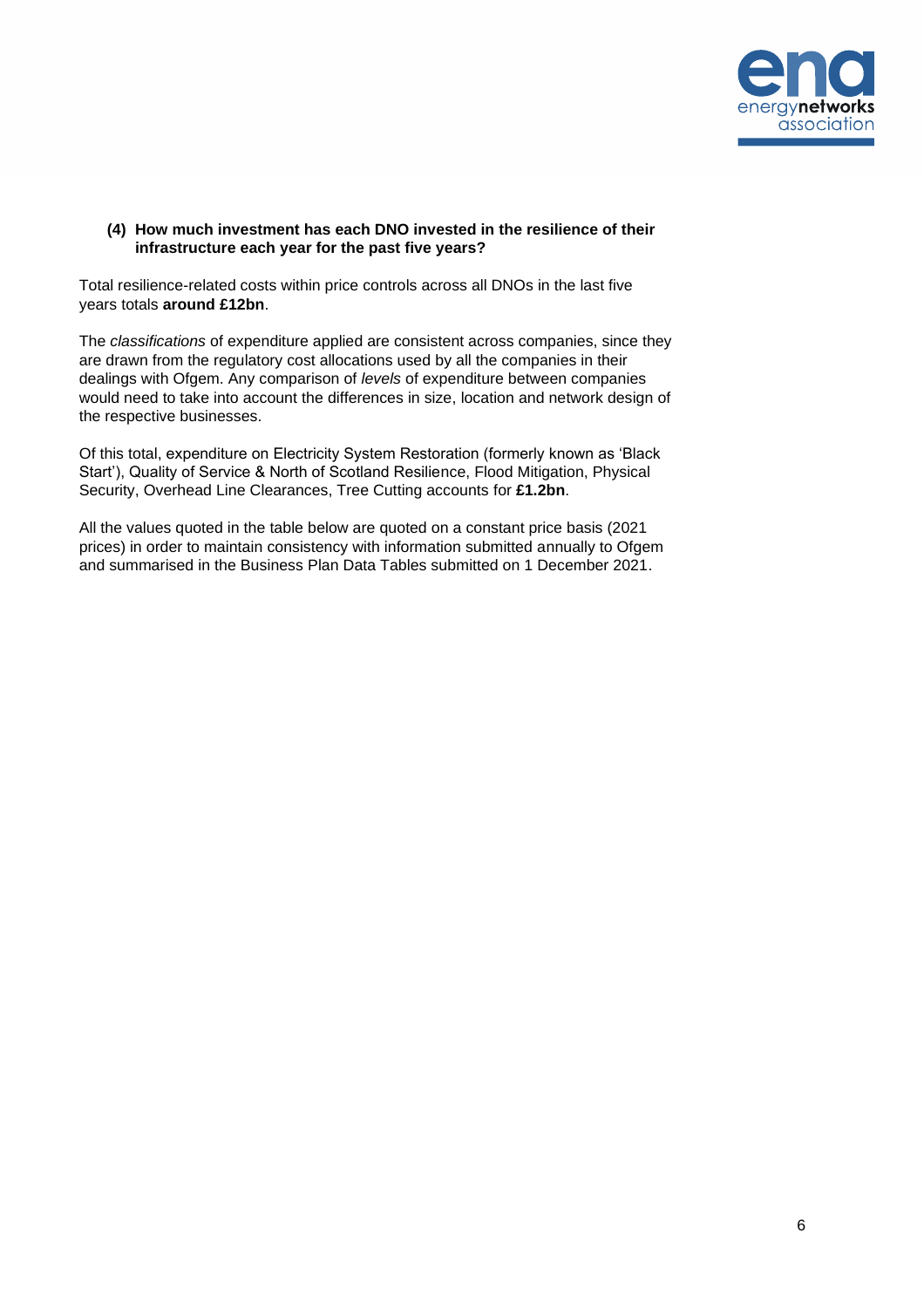**(4) How much investment has each DNO invested in the resilience of their infrastructure each year for the past five years?**

Total resilience-related costs within price controls across all DNOs in the last five years totals **around £12bn**.

The *classifications* of expenditure applied are consistent across companies, since they are drawn from the regulatory cost allocations used by all the companies in their dealings with Ofgem. Any comparison of *levels* of expenditure between companies would need to take into account the differences in size, location and network design of the respective businesses.

Of this total, expenditure on Electricity System Restoration (formerly known as 'Black Start'), Quality of Service & North of Scotland Resilience, Flood Mitigation, Physical Security, Overhead Line Clearances, Tree Cutting accounts for **£1.2bn**.

All the values quoted in the table below are quoted on a constant price basis (2021 prices) in order to maintain consistency with information submitted annually to Ofgem and summarised in the Business Plan Data Tables submitted on 1 December 2021.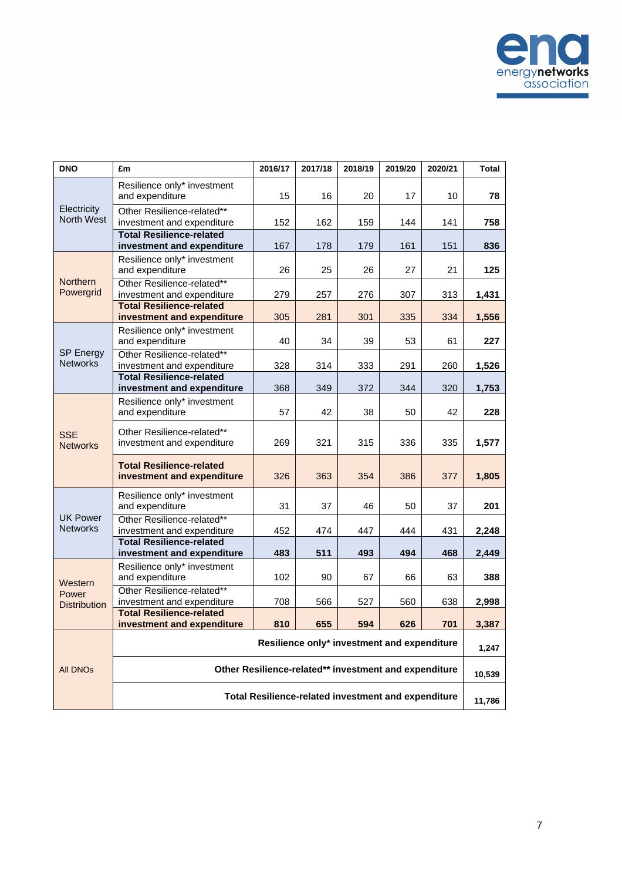| DNO | £m | 2016/17 | 2017/18 | 2018/19 | 2019/20 | 2020/21 | Total |
|---|---|---|---|---|---|---|---|
| Electricity North West | Resilience only* investment and expenditure | 15 | 16 | 20 | 17 | 10 | **78** |
| | Other Resilience-related** investment and expenditure | 152 | 162 | 159 | 144 | 141 | **758** |
| | **Total Resilience-related investment and expenditure** | 167 | 178 | 179 | 161 | 151 | **836** |
| Northern Powergrid | Resilience only* investment and expenditure | 26 | 25 | 26 | 27 | 21 | **125** |
| | Other Resilience-related** investment and expenditure | 279 | 257 | 276 | 307 | 313 | **1,431** |
| | **Total Resilience-related investment and expenditure** | 305 | 281 | 301 | 335 | 334 | **1,556** |
| SP Energy Networks | Resilience only* investment and expenditure | 40 | 34 | 39 | 53 | 61 | **227** |
| | Other Resilience-related** investment and expenditure | 328 | 314 | 333 | 291 | 260 | **1,526** |
| | **Total Resilience-related investment and expenditure** | 368 | 349 | 372 | 344 | 320 | **1,753** |
| SSE Networks | Resilience only* investment and expenditure | 57 | 42 | 38 | 50 | 42 | **228** |
| | Other Resilience-related** investment and expenditure | 269 | 321 | 315 | 336 | 335 | **1,577** |
| | **Total Resilience-related investment and expenditure** | 326 | 363 | 354 | 386 | 377 | **1,805** |
| UK Power Networks | Resilience only* investment and expenditure | 31 | 37 | 46 | 50 | 37 | **201** |
| | Other Resilience-related** investment and expenditure | 452 | 474 | 447 | 444 | 431 | **2,248** |
| | **Total Resilience-related investment and expenditure** | **483** | **511** | **493** | **494** | **468** | **2,449** |
| Western Power Distribution | Resilience only* investment and expenditure | 102 | 90 | 67 | 66 | 63 | **388** |
| | Other Resilience-related** investment and expenditure | 708 | 566 | 527 | 560 | 638 | **2,998** |
| | **Total Resilience-related investment and expenditure** | **810** | **655** | **594** | **626** | **701** | **3,387** |
| All DNOs | **Resilience only* investment and expenditure** | | | | | | **1,247** |
| | **Other Resilience-related** investment and expenditure** | | | | | | **10,539** |
| | **Total Resilience-related investment and expenditure** | | | | | | **11,786** |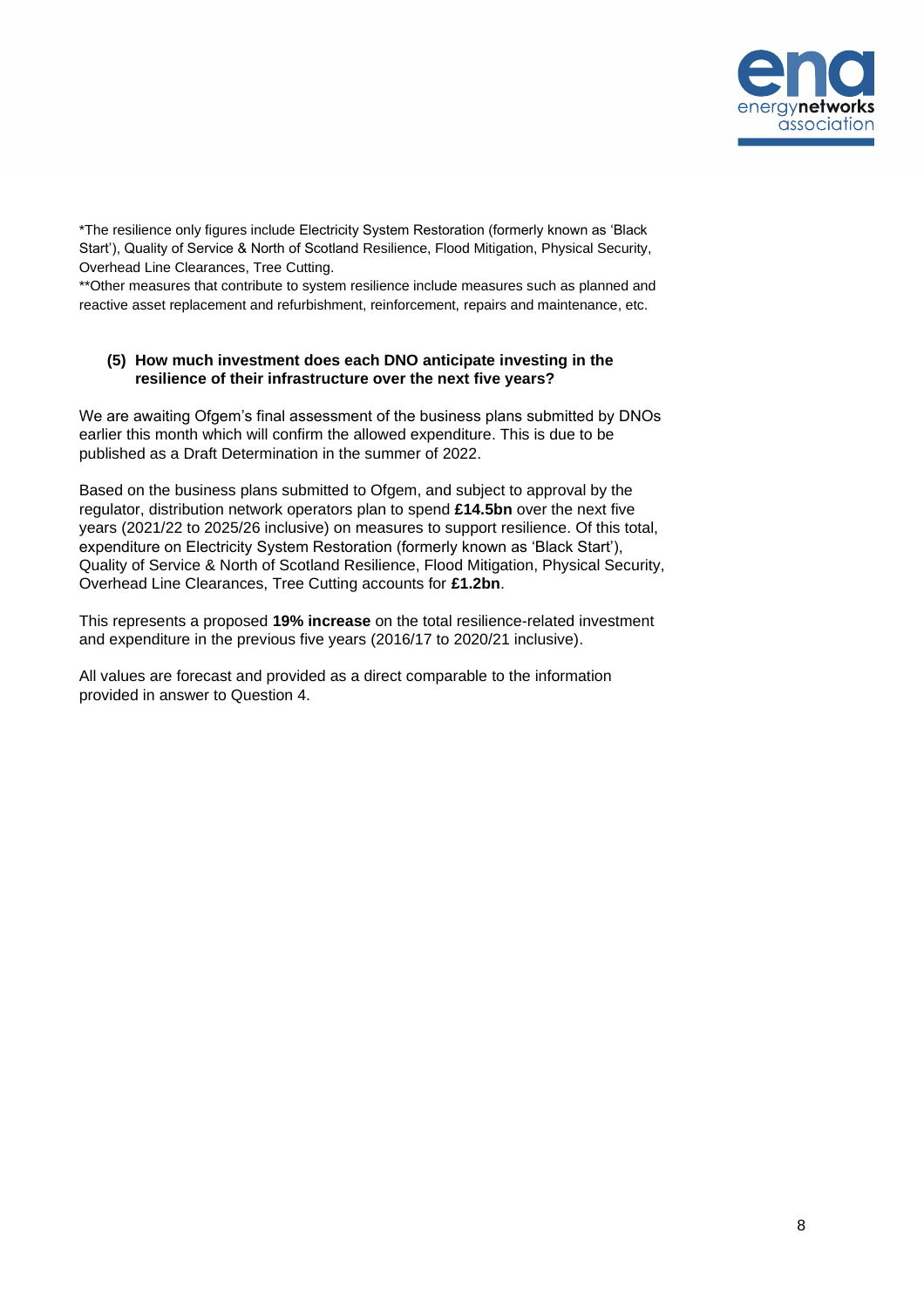*The resilience only figures include Electricity System Restoration (formerly known as 'Black Start'), Quality of Service & North of Scotland Resilience, Flood Mitigation, Physical Security, Overhead Line Clearances, Tree Cutting.

**Other measures that contribute to system resilience include measures such as planned and reactive asset replacement and refurbishment, reinforcement, repairs and maintenance, etc.

### (5) How much investment does each DNO anticipate investing in the resilience of their infrastructure over the next five years?

We are awaiting Ofgem's final assessment of the business plans submitted by DNOs earlier this month which will confirm the allowed expenditure. This is due to be published as a Draft Determination in the summer of 2022.

Based on the business plans submitted to Ofgem, and subject to approval by the regulator, distribution network operators plan to spend **£14.5bn** over the next five years (2021/22 to 2025/26 inclusive) on measures to support resilience. Of this total, expenditure on Electricity System Restoration (formerly known as 'Black Start'), Quality of Service & North of Scotland Resilience, Flood Mitigation, Physical Security, Overhead Line Clearances, Tree Cutting accounts for **£1.2bn**.

This represents a proposed **19% increase** on the total resilience-related investment and expenditure in the previous five years (2016/17 to 2020/21 inclusive).

All values are forecast and provided as a direct comparable to the information provided in answer to Question 4.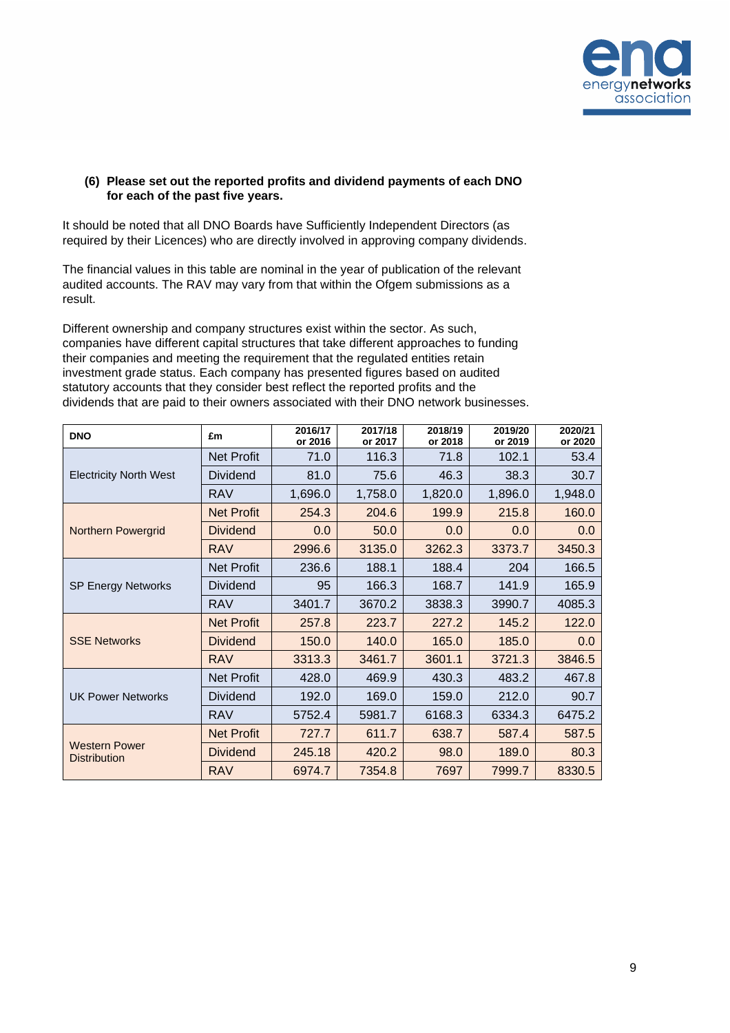**(6) Please set out the reported profits and dividend payments of each DNO for each of the past five years.**

It should be noted that all DNO Boards have Sufficiently Independent Directors (as required by their Licences) who are directly involved in approving company dividends.

The financial values in this table are nominal in the year of publication of the relevant audited accounts. The RAV may vary from that within the Ofgem submissions as a result.

Different ownership and company structures exist within the sector. As such, companies have different capital structures that take different approaches to funding their companies and meeting the requirement that the regulated entities retain investment grade status. Each company has presented figures based on audited statutory accounts that they consider best reflect the reported profits and the dividends that are paid to their owners associated with their DNO network businesses.

| DNO | £m | 2016/17 or 2016 | 2017/18 or 2017 | 2018/19 or 2018 | 2019/20 or 2019 | 2020/21 or 2020 |
|---|---|---|---|---|---|---|
| Electricity North West | Net Profit | 71.0 | 116.3 | 71.8 | 102.1 | 53.4 |
| | Dividend | 81.0 | 75.6 | 46.3 | 38.3 | 30.7 |
| | RAV | 1,696.0 | 1,758.0 | 1,820.0 | 1,896.0 | 1,948.0 |
| Northern Powergrid | Net Profit | 254.3 | 204.6 | 199.9 | 215.8 | 160.0 |
| | Dividend | 0.0 | 50.0 | 0.0 | 0.0 | 0.0 |
| | RAV | 2996.6 | 3135.0 | 3262.3 | 3373.7 | 3450.3 |
| SP Energy Networks | Net Profit | 236.6 | 188.1 | 188.4 | 204 | 166.5 |
| | Dividend | 95 | 166.3 | 168.7 | 141.9 | 165.9 |
| | RAV | 3401.7 | 3670.2 | 3838.3 | 3990.7 | 4085.3 |
| SSE Networks | Net Profit | 257.8 | 223.7 | 227.2 | 145.2 | 122.0 |
| | Dividend | 150.0 | 140.0 | 165.0 | 185.0 | 0.0 |
| | RAV | 3313.3 | 3461.7 | 3601.1 | 3721.3 | 3846.5 |
| UK Power Networks | Net Profit | 428.0 | 469.9 | 430.3 | 483.2 | 467.8 |
| | Dividend | 192.0 | 169.0 | 159.0 | 212.0 | 90.7 |
| | RAV | 5752.4 | 5981.7 | 6168.3 | 6334.3 | 6475.2 |
| Western Power Distribution | Net Profit | 727.7 | 611.7 | 638.7 | 587.4 | 587.5 |
| | Dividend | 245.18 | 420.2 | 98.0 | 189.0 | 80.3 |
| | RAV | 6974.7 | 7354.8 | 7697 | 7999.7 | 8330.5 |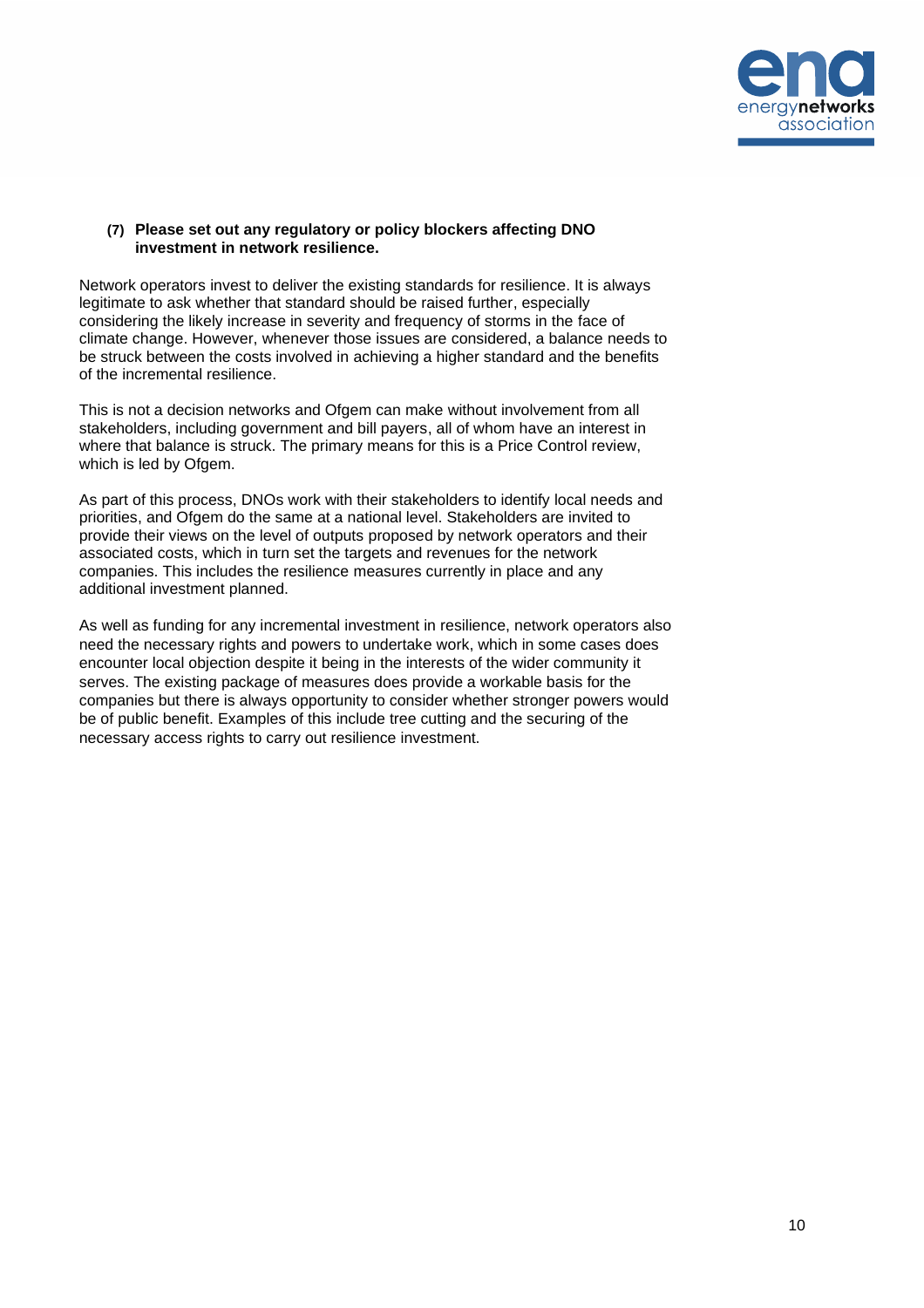**(7) Please set out any regulatory or policy blockers affecting DNO investment in network resilience.**

Network operators invest to deliver the existing standards for resilience. It is always legitimate to ask whether that standard should be raised further, especially considering the likely increase in severity and frequency of storms in the face of climate change. However, whenever those issues are considered, a balance needs to be struck between the costs involved in achieving a higher standard and the benefits of the incremental resilience.

This is not a decision networks and Ofgem can make without involvement from all stakeholders, including government and bill payers, all of whom have an interest in where that balance is struck. The primary means for this is a Price Control review, which is led by Ofgem.

As part of this process, DNOs work with their stakeholders to identify local needs and priorities, and Ofgem do the same at a national level. Stakeholders are invited to provide their views on the level of outputs proposed by network operators and their associated costs, which in turn set the targets and revenues for the network companies. This includes the resilience measures currently in place and any additional investment planned.

As well as funding for any incremental investment in resilience, network operators also need the necessary rights and powers to undertake work, which in some cases does encounter local objection despite it being in the interests of the wider community it serves. The existing package of measures does provide a workable basis for the companies but there is always opportunity to consider whether stronger powers would be of public benefit. Examples of this include tree cutting and the securing of the necessary access rights to carry out resilience investment.